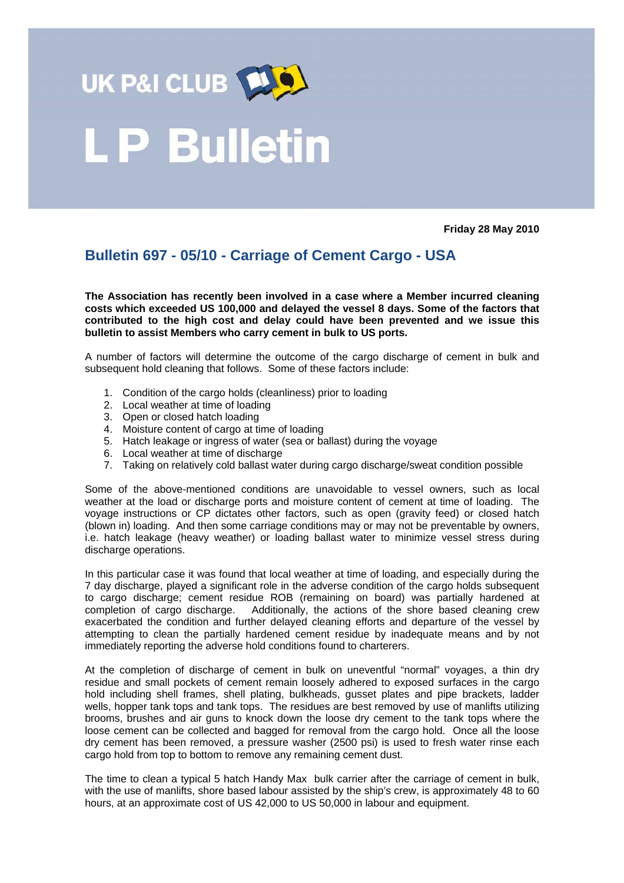UK P&I CLUB

# L P Bulletin

**Friday 28 May 2010**

## Bulletin 697 - 05/10 - Carriage of Cement Cargo - USA

**The Association has recently been involved in a case where a Member incurred cleaning costs which exceeded US 100,000 and delayed the vessel 8 days. Some of the factors that contributed to the high cost and delay could have been prevented and we issue this bulletin to assist Members who carry cement in bulk to US ports.**

A number of factors will determine the outcome of the cargo discharge of cement in bulk and subsequent hold cleaning that follows. Some of these factors include:

1. Condition of the cargo holds (cleanliness) prior to loading
2. Local weather at time of loading
3. Open or closed hatch loading
4. Moisture content of cargo at time of loading
5. Hatch leakage or ingress of water (sea or ballast) during the voyage
6. Local weather at time of discharge
7. Taking on relatively cold ballast water during cargo discharge/sweat condition possible

Some of the above-mentioned conditions are unavoidable to vessel owners, such as local weather at the load or discharge ports and moisture content of cement at time of loading. The voyage instructions or CP dictates other factors, such as open (gravity feed) or closed hatch (blown in) loading. And then some carriage conditions may or may not be preventable by owners, i.e. hatch leakage (heavy weather) or loading ballast water to minimize vessel stress during discharge operations.

In this particular case it was found that local weather at time of loading, and especially during the 7 day discharge, played a significant role in the adverse condition of the cargo holds subsequent to cargo discharge; cement residue ROB (remaining on board) was partially hardened at completion of cargo discharge. Additionally, the actions of the shore based cleaning crew exacerbated the condition and further delayed cleaning efforts and departure of the vessel by attempting to clean the partially hardened cement residue by inadequate means and by not immediately reporting the adverse hold conditions found to charterers.

At the completion of discharge of cement in bulk on uneventful "normal" voyages, a thin dry residue and small pockets of cement remain loosely adhered to exposed surfaces in the cargo hold including shell frames, shell plating, bulkheads, gusset plates and pipe brackets, ladder wells, hopper tank tops and tank tops. The residues are best removed by use of manlifts utilizing brooms, brushes and air guns to knock down the loose dry cement to the tank tops where the loose cement can be collected and bagged for removal from the cargo hold. Once all the loose dry cement has been removed, a pressure washer (2500 psi) is used to fresh water rinse each cargo hold from top to bottom to remove any remaining cement dust.

The time to clean a typical 5 hatch Handy Max bulk carrier after the carriage of cement in bulk, with the use of manlifts, shore based labour assisted by the ship's crew, is approximately 48 to 60 hours, at an approximate cost of US 42,000 to US 50,000 in labour and equipment.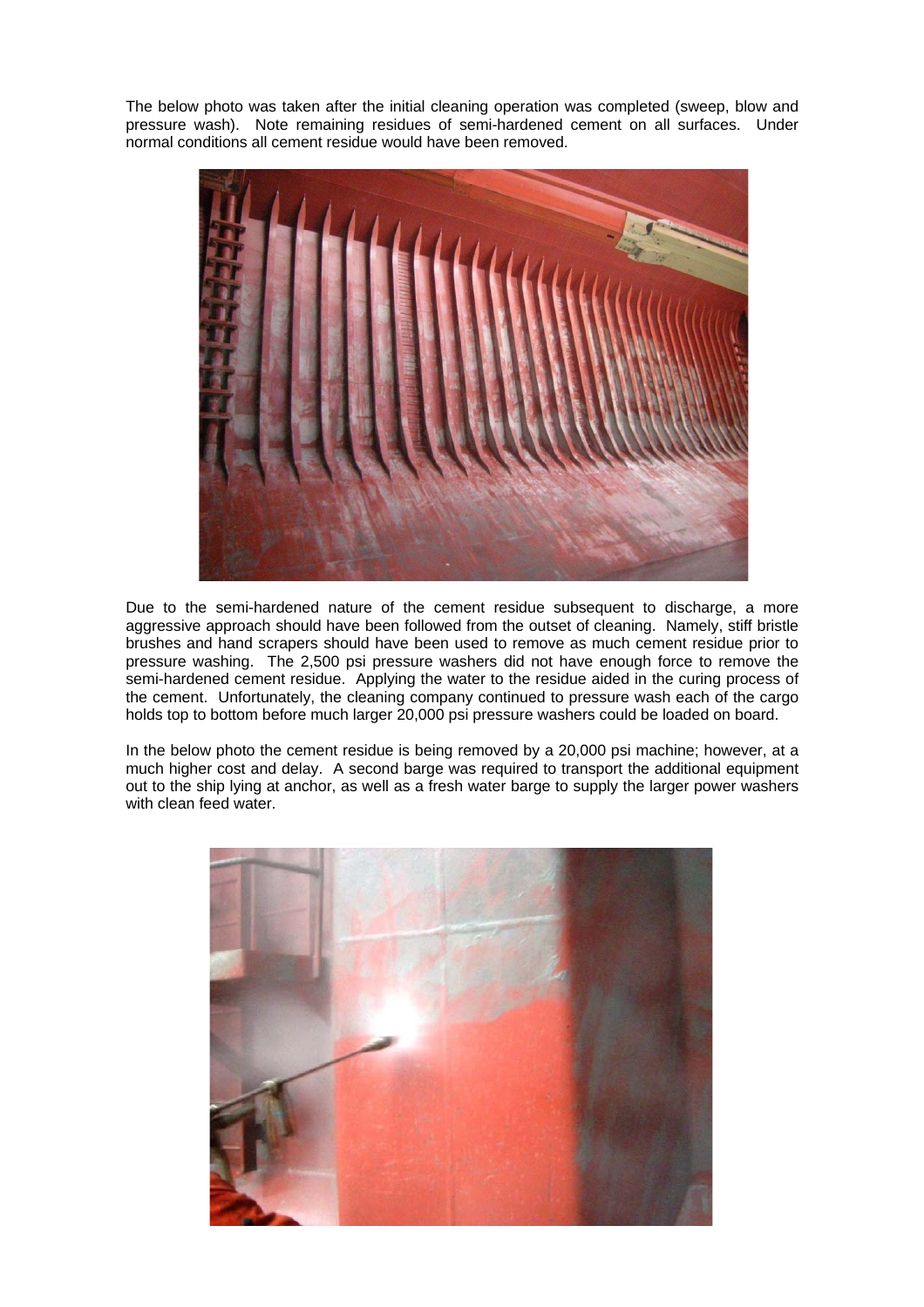The below photo was taken after the initial cleaning operation was completed (sweep, blow and pressure wash). Note remaining residues of semi-hardened cement on all surfaces. Under normal conditions all cement residue would have been removed.

Due to the semi-hardened nature of the cement residue subsequent to discharge, a more aggressive approach should have been followed from the outset of cleaning. Namely, stiff bristle brushes and hand scrapers should have been used to remove as much cement residue prior to pressure washing. The 2,500 psi pressure washers did not have enough force to remove the semi-hardened cement residue. Applying the water to the residue aided in the curing process of the cement. Unfortunately, the cleaning company continued to pressure wash each of the cargo holds top to bottom before much larger 20,000 psi pressure washers could be loaded on board.

In the below photo the cement residue is being removed by a 20,000 psi machine; however, at a much higher cost and delay. A second barge was required to transport the additional equipment out to the ship lying at anchor, as well as a fresh water barge to supply the larger power washers with clean feed water.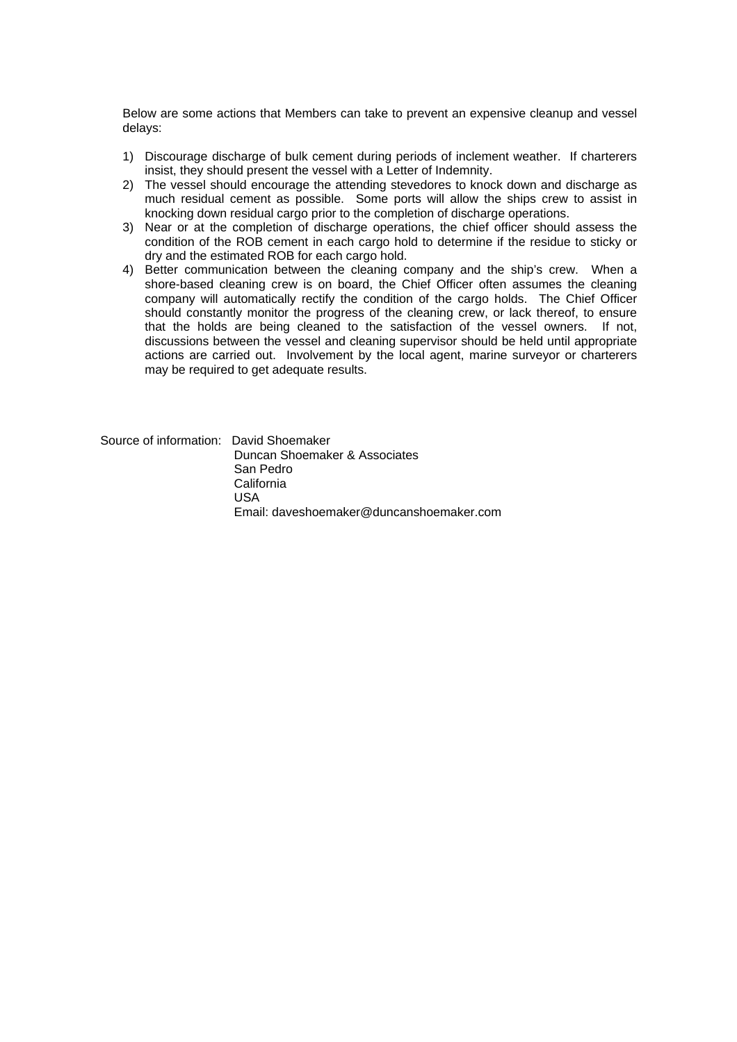Below are some actions that Members can take to prevent an expensive cleanup and vessel delays:

1) Discourage discharge of bulk cement during periods of inclement weather. If charterers insist, they should present the vessel with a Letter of Indemnity.
2) The vessel should encourage the attending stevedores to knock down and discharge as much residual cement as possible. Some ports will allow the ships crew to assist in knocking down residual cargo prior to the completion of discharge operations.
3) Near or at the completion of discharge operations, the chief officer should assess the condition of the ROB cement in each cargo hold to determine if the residue to sticky or dry and the estimated ROB for each cargo hold.
4) Better communication between the cleaning company and the ship's crew. When a shore-based cleaning crew is on board, the Chief Officer often assumes the cleaning company will automatically rectify the condition of the cargo holds. The Chief Officer should constantly monitor the progress of the cleaning crew, or lack thereof, to ensure that the holds are being cleaned to the satisfaction of the vessel owners. If not, discussions between the vessel and cleaning supervisor should be held until appropriate actions are carried out. Involvement by the local agent, marine surveyor or charterers may be required to get adequate results.

Source of information: David Shoemaker
Duncan Shoemaker & Associates
San Pedro
California
USA
Email: daveshoemaker@duncanshoemaker.com